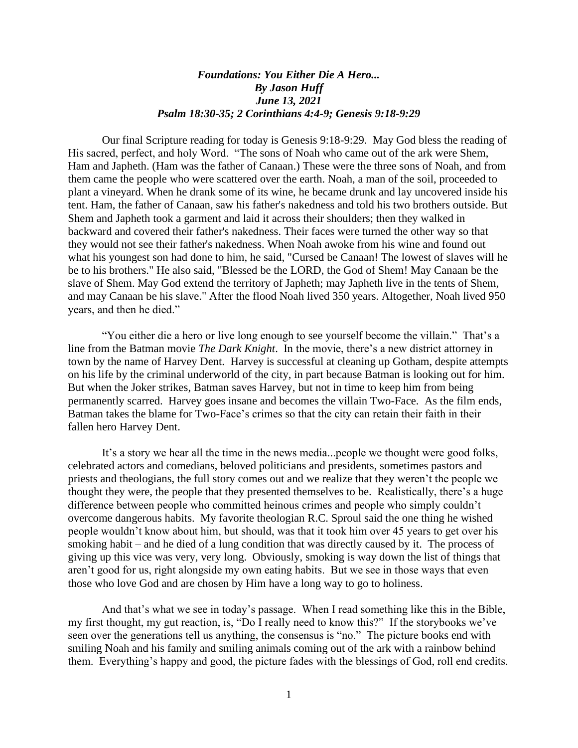***Foundations: You Either Die A Hero...***
***By Jason Huff***
***June 13, 2021***
***Psalm 18:30-35; 2 Corinthians 4:4-9; Genesis 9:18-9:29***

Our final Scripture reading for today is Genesis 9:18-9:29. May God bless the reading of His sacred, perfect, and holy Word. "The sons of Noah who came out of the ark were Shem, Ham and Japheth. (Ham was the father of Canaan.) These were the three sons of Noah, and from them came the people who were scattered over the earth. Noah, a man of the soil, proceeded to plant a vineyard. When he drank some of its wine, he became drunk and lay uncovered inside his tent. Ham, the father of Canaan, saw his father's nakedness and told his two brothers outside. But Shem and Japheth took a garment and laid it across their shoulders; then they walked in backward and covered their father's nakedness. Their faces were turned the other way so that they would not see their father's nakedness. When Noah awoke from his wine and found out what his youngest son had done to him, he said, "Cursed be Canaan! The lowest of slaves will he be to his brothers." He also said, "Blessed be the LORD, the God of Shem! May Canaan be the slave of Shem. May God extend the territory of Japheth; may Japheth live in the tents of Shem, and may Canaan be his slave." After the flood Noah lived 350 years. Altogether, Noah lived 950 years, and then he died."

"You either die a hero or live long enough to see yourself become the villain." That's a line from the Batman movie *The Dark Knight*. In the movie, there's a new district attorney in town by the name of Harvey Dent. Harvey is successful at cleaning up Gotham, despite attempts on his life by the criminal underworld of the city, in part because Batman is looking out for him. But when the Joker strikes, Batman saves Harvey, but not in time to keep him from being permanently scarred. Harvey goes insane and becomes the villain Two-Face. As the film ends, Batman takes the blame for Two-Face's crimes so that the city can retain their faith in their fallen hero Harvey Dent.

It's a story we hear all the time in the news media...people we thought were good folks, celebrated actors and comedians, beloved politicians and presidents, sometimes pastors and priests and theologians, the full story comes out and we realize that they weren't the people we thought they were, the people that they presented themselves to be. Realistically, there's a huge difference between people who committed heinous crimes and people who simply couldn't overcome dangerous habits. My favorite theologian R.C. Sproul said the one thing he wished people wouldn't know about him, but should, was that it took him over 45 years to get over his smoking habit – and he died of a lung condition that was directly caused by it. The process of giving up this vice was very, very long. Obviously, smoking is way down the list of things that aren't good for us, right alongside my own eating habits. But we see in those ways that even those who love God and are chosen by Him have a long way to go to holiness.

And that's what we see in today's passage. When I read something like this in the Bible, my first thought, my gut reaction, is, "Do I really need to know this?" If the storybooks we've seen over the generations tell us anything, the consensus is "no." The picture books end with smiling Noah and his family and smiling animals coming out of the ark with a rainbow behind them. Everything's happy and good, the picture fades with the blessings of God, roll end credits.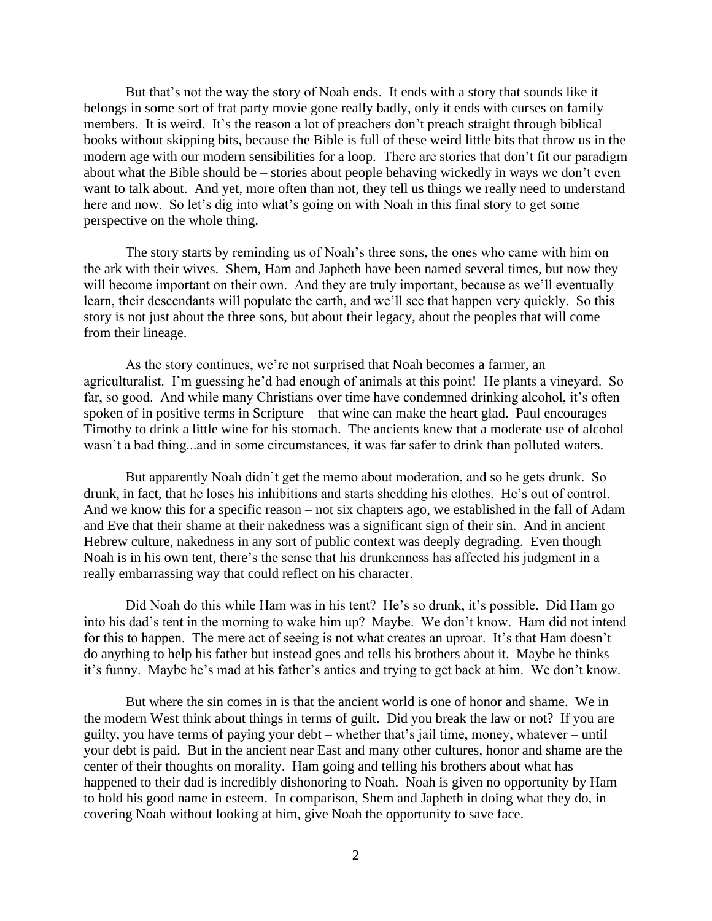But that's not the way the story of Noah ends. It ends with a story that sounds like it belongs in some sort of frat party movie gone really badly, only it ends with curses on family members. It is weird. It's the reason a lot of preachers don't preach straight through biblical books without skipping bits, because the Bible is full of these weird little bits that throw us in the modern age with our modern sensibilities for a loop. There are stories that don't fit our paradigm about what the Bible should be – stories about people behaving wickedly in ways we don't even want to talk about. And yet, more often than not, they tell us things we really need to understand here and now. So let's dig into what's going on with Noah in this final story to get some perspective on the whole thing.

The story starts by reminding us of Noah's three sons, the ones who came with him on the ark with their wives. Shem, Ham and Japheth have been named several times, but now they will become important on their own. And they are truly important, because as we'll eventually learn, their descendants will populate the earth, and we'll see that happen very quickly. So this story is not just about the three sons, but about their legacy, about the peoples that will come from their lineage.

As the story continues, we're not surprised that Noah becomes a farmer, an agriculturalist. I'm guessing he'd had enough of animals at this point! He plants a vineyard. So far, so good. And while many Christians over time have condemned drinking alcohol, it's often spoken of in positive terms in Scripture – that wine can make the heart glad. Paul encourages Timothy to drink a little wine for his stomach. The ancients knew that a moderate use of alcohol wasn't a bad thing...and in some circumstances, it was far safer to drink than polluted waters.

But apparently Noah didn't get the memo about moderation, and so he gets drunk. So drunk, in fact, that he loses his inhibitions and starts shedding his clothes. He's out of control. And we know this for a specific reason – not six chapters ago, we established in the fall of Adam and Eve that their shame at their nakedness was a significant sign of their sin. And in ancient Hebrew culture, nakedness in any sort of public context was deeply degrading. Even though Noah is in his own tent, there's the sense that his drunkenness has affected his judgment in a really embarrassing way that could reflect on his character.

Did Noah do this while Ham was in his tent? He's so drunk, it's possible. Did Ham go into his dad's tent in the morning to wake him up? Maybe. We don't know. Ham did not intend for this to happen. The mere act of seeing is not what creates an uproar. It's that Ham doesn't do anything to help his father but instead goes and tells his brothers about it. Maybe he thinks it's funny. Maybe he's mad at his father's antics and trying to get back at him. We don't know.

But where the sin comes in is that the ancient world is one of honor and shame. We in the modern West think about things in terms of guilt. Did you break the law or not? If you are guilty, you have terms of paying your debt – whether that's jail time, money, whatever – until your debt is paid. But in the ancient near East and many other cultures, honor and shame are the center of their thoughts on morality. Ham going and telling his brothers about what has happened to their dad is incredibly dishonoring to Noah. Noah is given no opportunity by Ham to hold his good name in esteem. In comparison, Shem and Japheth in doing what they do, in covering Noah without looking at him, give Noah the opportunity to save face.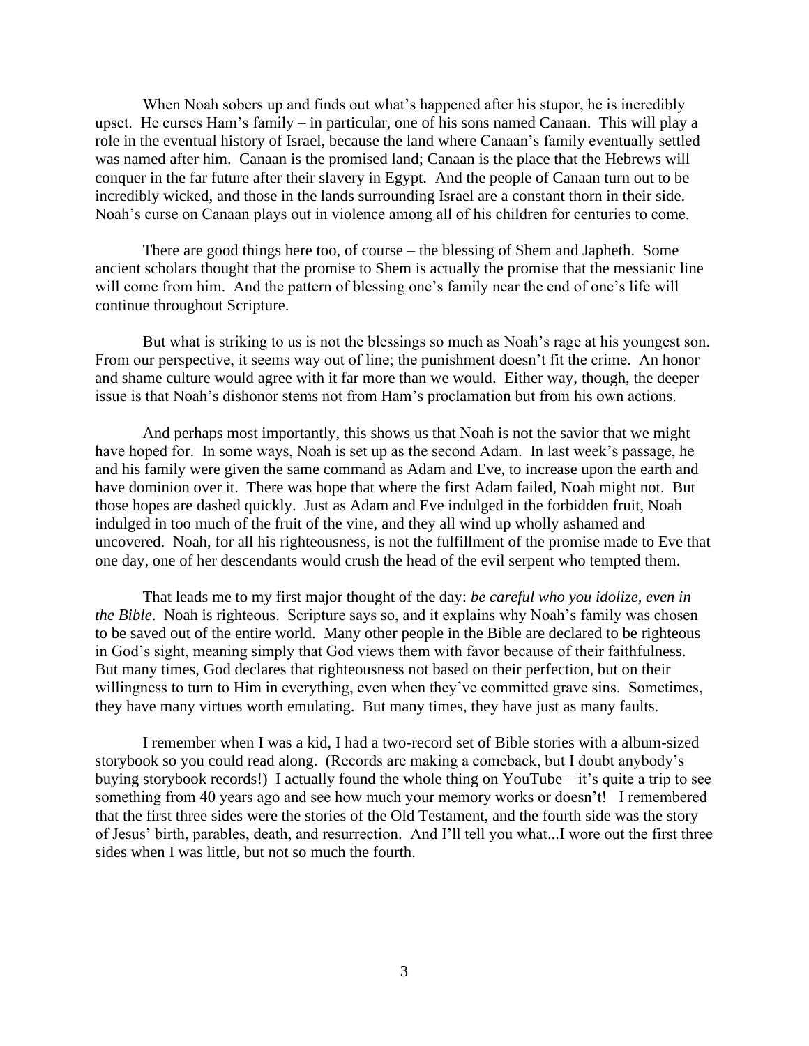When Noah sobers up and finds out what's happened after his stupor, he is incredibly upset. He curses Ham's family – in particular, one of his sons named Canaan. This will play a role in the eventual history of Israel, because the land where Canaan's family eventually settled was named after him. Canaan is the promised land; Canaan is the place that the Hebrews will conquer in the far future after their slavery in Egypt. And the people of Canaan turn out to be incredibly wicked, and those in the lands surrounding Israel are a constant thorn in their side. Noah's curse on Canaan plays out in violence among all of his children for centuries to come.

There are good things here too, of course – the blessing of Shem and Japheth. Some ancient scholars thought that the promise to Shem is actually the promise that the messianic line will come from him. And the pattern of blessing one's family near the end of one's life will continue throughout Scripture.

But what is striking to us is not the blessings so much as Noah's rage at his youngest son. From our perspective, it seems way out of line; the punishment doesn't fit the crime. An honor and shame culture would agree with it far more than we would. Either way, though, the deeper issue is that Noah's dishonor stems not from Ham's proclamation but from his own actions.

And perhaps most importantly, this shows us that Noah is not the savior that we might have hoped for. In some ways, Noah is set up as the second Adam. In last week's passage, he and his family were given the same command as Adam and Eve, to increase upon the earth and have dominion over it. There was hope that where the first Adam failed, Noah might not. But those hopes are dashed quickly. Just as Adam and Eve indulged in the forbidden fruit, Noah indulged in too much of the fruit of the vine, and they all wind up wholly ashamed and uncovered. Noah, for all his righteousness, is not the fulfillment of the promise made to Eve that one day, one of her descendants would crush the head of the evil serpent who tempted them.

That leads me to my first major thought of the day: *be careful who you idolize, even in the Bible*. Noah is righteous. Scripture says so, and it explains why Noah's family was chosen to be saved out of the entire world. Many other people in the Bible are declared to be righteous in God's sight, meaning simply that God views them with favor because of their faithfulness. But many times, God declares that righteousness not based on their perfection, but on their willingness to turn to Him in everything, even when they've committed grave sins. Sometimes, they have many virtues worth emulating. But many times, they have just as many faults.

I remember when I was a kid, I had a two-record set of Bible stories with a album-sized storybook so you could read along. (Records are making a comeback, but I doubt anybody's buying storybook records!) I actually found the whole thing on YouTube – it's quite a trip to see something from 40 years ago and see how much your memory works or doesn't! I remembered that the first three sides were the stories of the Old Testament, and the fourth side was the story of Jesus' birth, parables, death, and resurrection. And I'll tell you what...I wore out the first three sides when I was little, but not so much the fourth.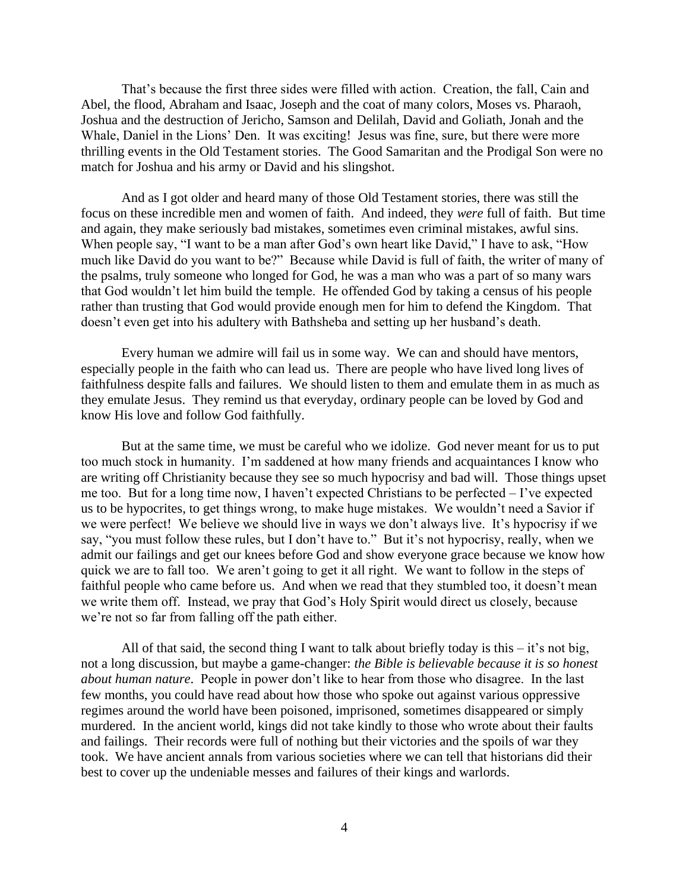That's because the first three sides were filled with action. Creation, the fall, Cain and Abel, the flood, Abraham and Isaac, Joseph and the coat of many colors, Moses vs. Pharaoh, Joshua and the destruction of Jericho, Samson and Delilah, David and Goliath, Jonah and the Whale, Daniel in the Lions' Den. It was exciting! Jesus was fine, sure, but there were more thrilling events in the Old Testament stories. The Good Samaritan and the Prodigal Son were no match for Joshua and his army or David and his slingshot.

And as I got older and heard many of those Old Testament stories, there was still the focus on these incredible men and women of faith. And indeed, they *were* full of faith. But time and again, they make seriously bad mistakes, sometimes even criminal mistakes, awful sins. When people say, "I want to be a man after God's own heart like David," I have to ask, "How much like David do you want to be?" Because while David is full of faith, the writer of many of the psalms, truly someone who longed for God, he was a man who was a part of so many wars that God wouldn't let him build the temple. He offended God by taking a census of his people rather than trusting that God would provide enough men for him to defend the Kingdom. That doesn't even get into his adultery with Bathsheba and setting up her husband's death.

Every human we admire will fail us in some way. We can and should have mentors, especially people in the faith who can lead us. There are people who have lived long lives of faithfulness despite falls and failures. We should listen to them and emulate them in as much as they emulate Jesus. They remind us that everyday, ordinary people can be loved by God and know His love and follow God faithfully.

But at the same time, we must be careful who we idolize. God never meant for us to put too much stock in humanity. I'm saddened at how many friends and acquaintances I know who are writing off Christianity because they see so much hypocrisy and bad will. Those things upset me too. But for a long time now, I haven't expected Christians to be perfected – I've expected us to be hypocrites, to get things wrong, to make huge mistakes. We wouldn't need a Savior if we were perfect! We believe we should live in ways we don't always live. It's hypocrisy if we say, "you must follow these rules, but I don't have to." But it's not hypocrisy, really, when we admit our failings and get our knees before God and show everyone grace because we know how quick we are to fall too. We aren't going to get it all right. We want to follow in the steps of faithful people who came before us. And when we read that they stumbled too, it doesn't mean we write them off. Instead, we pray that God's Holy Spirit would direct us closely, because we're not so far from falling off the path either.

All of that said, the second thing I want to talk about briefly today is this – it's not big, not a long discussion, but maybe a game-changer: *the Bible is believable because it is so honest about human nature*. People in power don't like to hear from those who disagree. In the last few months, you could have read about how those who spoke out against various oppressive regimes around the world have been poisoned, imprisoned, sometimes disappeared or simply murdered. In the ancient world, kings did not take kindly to those who wrote about their faults and failings. Their records were full of nothing but their victories and the spoils of war they took. We have ancient annals from various societies where we can tell that historians did their best to cover up the undeniable messes and failures of their kings and warlords.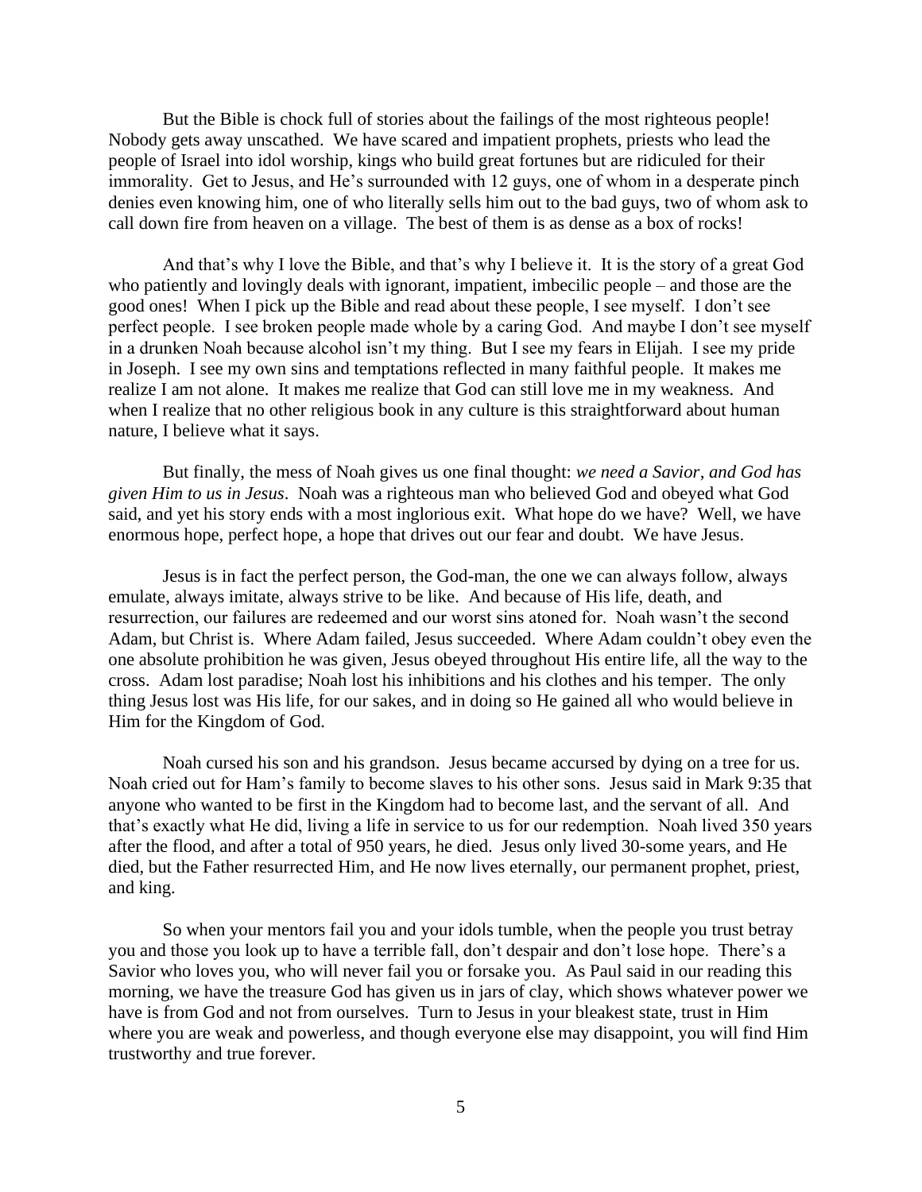But the Bible is chock full of stories about the failings of the most righteous people! Nobody gets away unscathed. We have scared and impatient prophets, priests who lead the people of Israel into idol worship, kings who build great fortunes but are ridiculed for their immorality. Get to Jesus, and He's surrounded with 12 guys, one of whom in a desperate pinch denies even knowing him, one of who literally sells him out to the bad guys, two of whom ask to call down fire from heaven on a village. The best of them is as dense as a box of rocks!

And that's why I love the Bible, and that's why I believe it. It is the story of a great God who patiently and lovingly deals with ignorant, impatient, imbecilic people – and those are the good ones! When I pick up the Bible and read about these people, I see myself. I don't see perfect people. I see broken people made whole by a caring God. And maybe I don't see myself in a drunken Noah because alcohol isn't my thing. But I see my fears in Elijah. I see my pride in Joseph. I see my own sins and temptations reflected in many faithful people. It makes me realize I am not alone. It makes me realize that God can still love me in my weakness. And when I realize that no other religious book in any culture is this straightforward about human nature, I believe what it says.

But finally, the mess of Noah gives us one final thought: *we need a Savior, and God has given Him to us in Jesus*. Noah was a righteous man who believed God and obeyed what God said, and yet his story ends with a most inglorious exit. What hope do we have? Well, we have enormous hope, perfect hope, a hope that drives out our fear and doubt. We have Jesus.

Jesus is in fact the perfect person, the God-man, the one we can always follow, always emulate, always imitate, always strive to be like. And because of His life, death, and resurrection, our failures are redeemed and our worst sins atoned for. Noah wasn't the second Adam, but Christ is. Where Adam failed, Jesus succeeded. Where Adam couldn't obey even the one absolute prohibition he was given, Jesus obeyed throughout His entire life, all the way to the cross. Adam lost paradise; Noah lost his inhibitions and his clothes and his temper. The only thing Jesus lost was His life, for our sakes, and in doing so He gained all who would believe in Him for the Kingdom of God.

Noah cursed his son and his grandson. Jesus became accursed by dying on a tree for us. Noah cried out for Ham's family to become slaves to his other sons. Jesus said in Mark 9:35 that anyone who wanted to be first in the Kingdom had to become last, and the servant of all. And that's exactly what He did, living a life in service to us for our redemption. Noah lived 350 years after the flood, and after a total of 950 years, he died. Jesus only lived 30-some years, and He died, but the Father resurrected Him, and He now lives eternally, our permanent prophet, priest, and king.

So when your mentors fail you and your idols tumble, when the people you trust betray you and those you look up to have a terrible fall, don't despair and don't lose hope. There's a Savior who loves you, who will never fail you or forsake you. As Paul said in our reading this morning, we have the treasure God has given us in jars of clay, which shows whatever power we have is from God and not from ourselves. Turn to Jesus in your bleakest state, trust in Him where you are weak and powerless, and though everyone else may disappoint, you will find Him trustworthy and true forever.